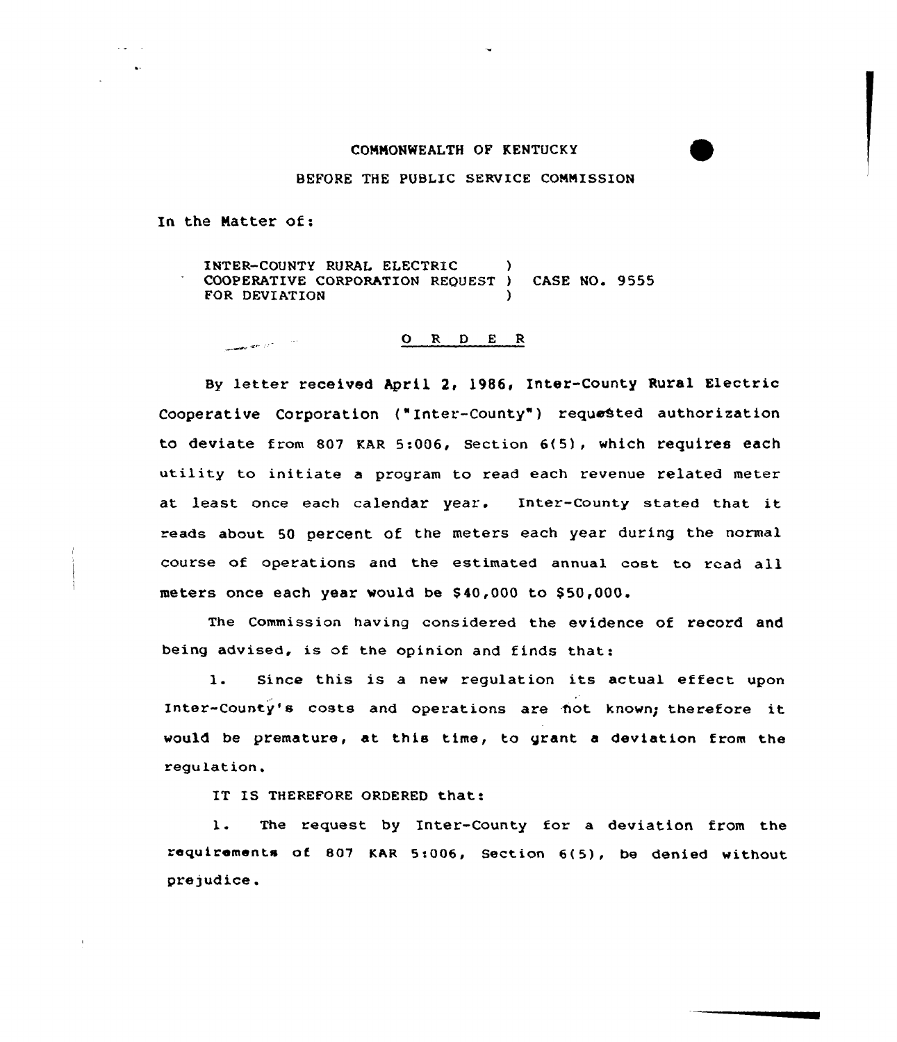COMMONWEALTH OF KENTUCKY

BEFORE THE PUBLIC SERVICE COMMISSION

In the Matter of:

INTER-COUNTY RURAL ELECTRIC COOPERATIVE CORPORATION REQUEST FOR DEVIATION ) CASE NO. 9555

## O R D E R

By letter received April 2, 1986, Inter-County Rural Electric Cooperative Corporation ("Inter-County") requested authorization to deviate from 807 KAR 5:006, Section 6(5), which requires each utility to initiate a program to read each revenue related meter at least once each calendar year. Inter-County stated that it reads about 50 percent of the meters each year during the normal course of operations and the estimated annual cost to read all meters once each year would be $40,000 to $50,000.

The Commission having considered the evidence of record and being advised, is of the opinion and finds that:

1. Since this is a new regulation its actual effect upon Inter-County's costs and operations are not known; therefore it would be premature, at this time, to grant a deviation from the regulation.

IT IS THEREFORE ORDERED that:

1. The request by Inter-County for a deviation from the requirements of 807 KAR 5:006, Section 6(5), be denied without prejudice.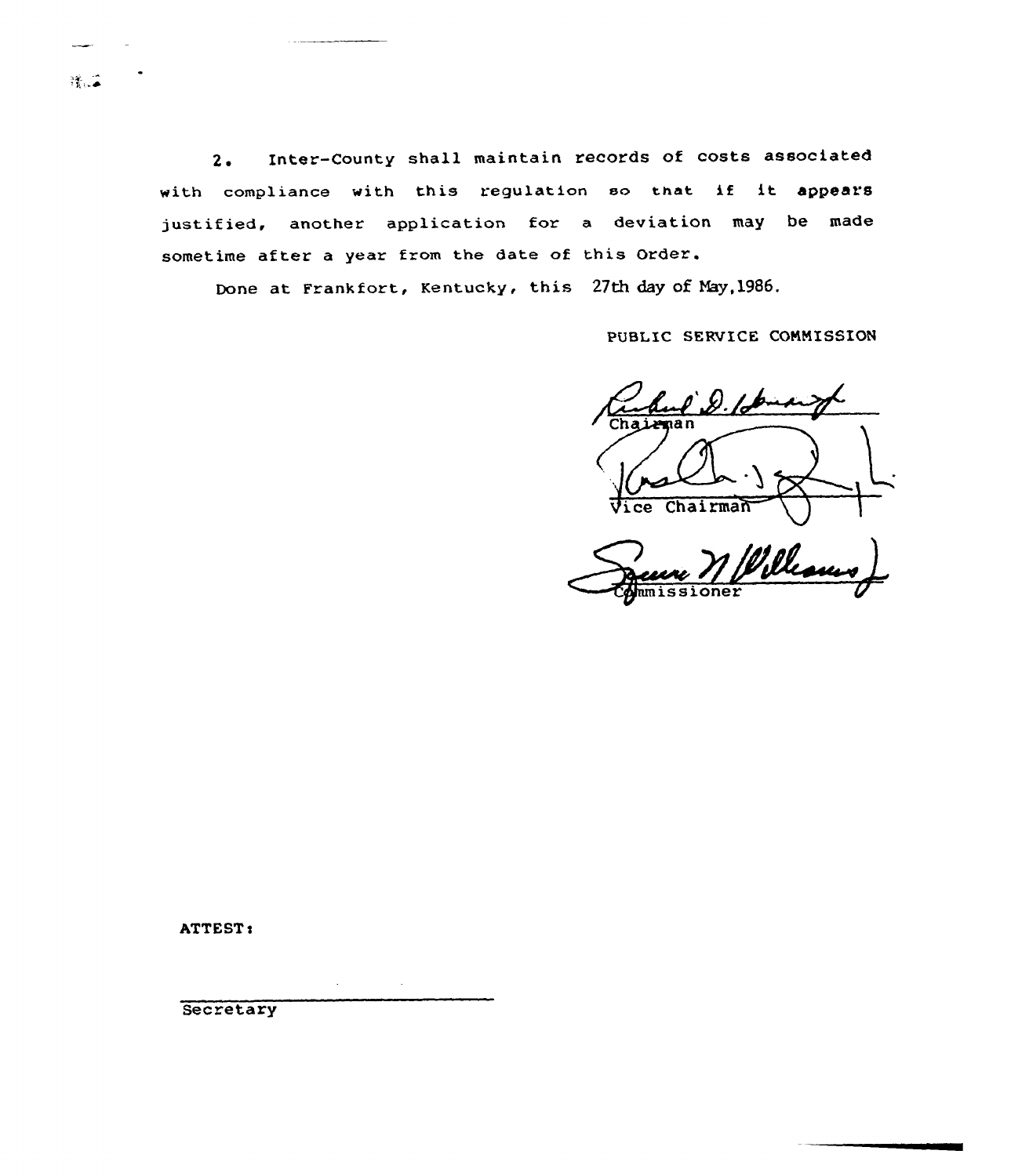2. Inter-County shall maintain records of costs associated with compliance with this regulation so that if it appears justified, another application for a deviation may be made sometime after a year from the date of this Order.

Done at Frankfort, Kentucky, this 27th day of May, 1986.

PUBLIC SERVICE COMMISSION

Chairman

Vice Chairman

Commissioner

ATTEST:

Secretary